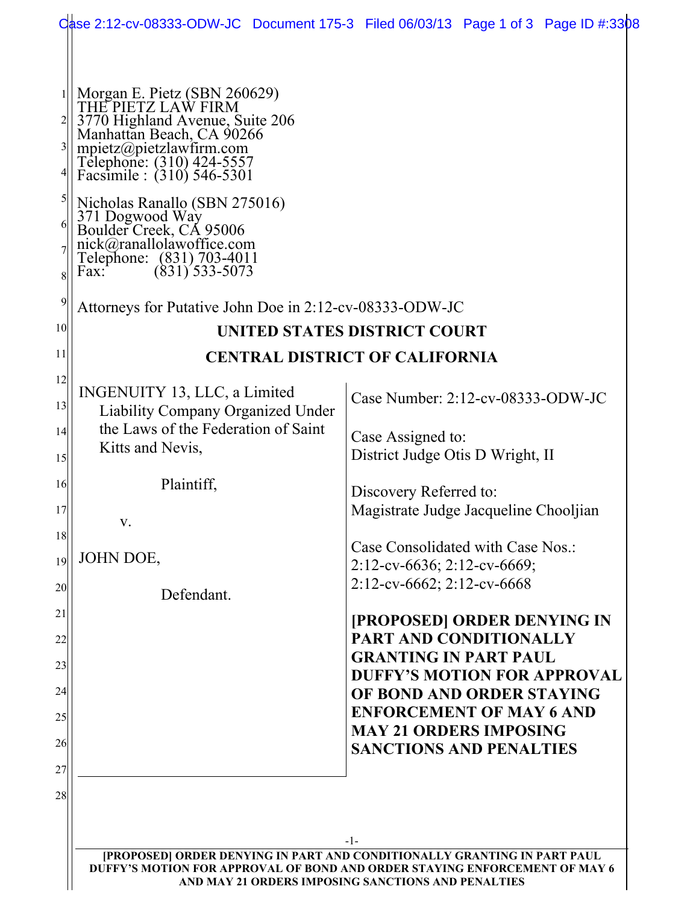Morgan E. Pietz (SBN 260629)
THE PIETZ LAW FIRM
3770 Highland Avenue, Suite 206
Manhattan Beach, CA 90266
mpietz@pietzlawfirm.com
Telephone: (310) 424-5557
Facsimile : (310) 546-5301

Nicholas Ranallo (SBN 275016)
371 Dogwood Way
Boulder Creek, CA 95006
nick@ranallolawoffice.com
Telephone: (831) 703-4011
Fax: (831) 533-5073

Attorneys for Putative John Doe in 2:12-cv-08333-ODW-JC

**UNITED STATES DISTRICT COURT**

**CENTRAL DISTRICT OF CALIFORNIA**

INGENUITY 13, LLC, a Limited Liability Company Organized Under the Laws of the Federation of Saint Kitts and Nevis,

Plaintiff,

v.

JOHN DOE,

Defendant.

Case Number: 2:12-cv-08333-ODW-JC

Case Assigned to:
District Judge Otis D Wright, II

Discovery Referred to:
Magistrate Judge Jacqueline Chooljian

Case Consolidated with Case Nos.:
2:12-cv-6636; 2:12-cv-6669;
2:12-cv-6662; 2:12-cv-6668

**[PROPOSED] ORDER DENYING IN PART AND CONDITIONALLY GRANTING IN PART PAUL DUFFY'S MOTION FOR APPROVAL OF BOND AND ORDER STAYING ENFORCEMENT OF MAY 6 AND MAY 21 ORDERS IMPOSING SANCTIONS AND PENALTIES**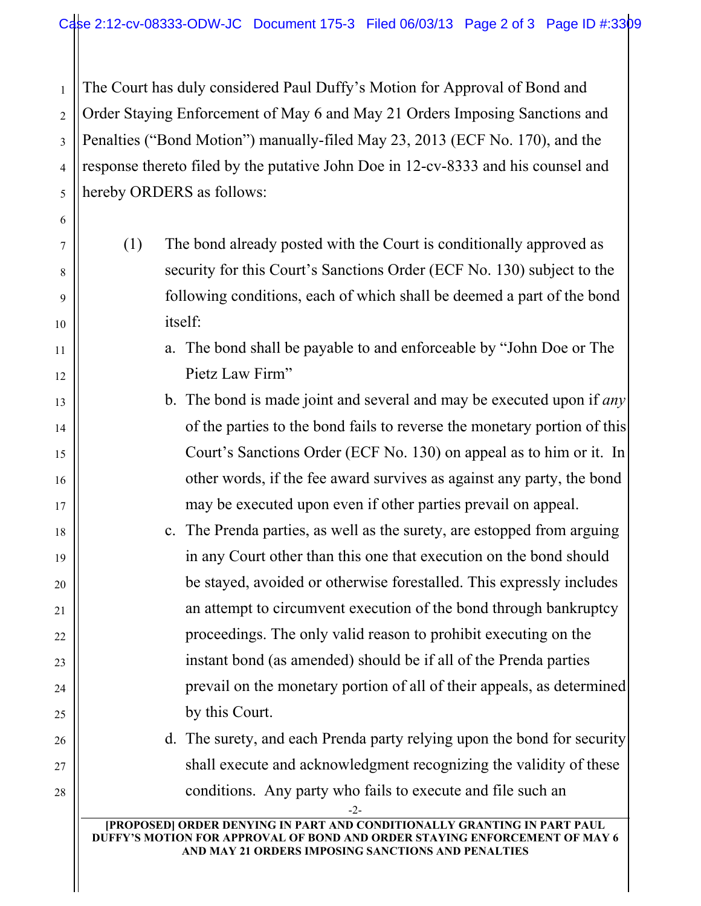The Court has duly considered Paul Duffy's Motion for Approval of Bond and Order Staying Enforcement of May 6 and May 21 Orders Imposing Sanctions and Penalties ("Bond Motion") manually-filed May 23, 2013 (ECF No. 170), and the response thereto filed by the putative John Doe in 12-cv-8333 and his counsel and hereby ORDERS as follows:

(1) The bond already posted with the Court is conditionally approved as security for this Court's Sanctions Order (ECF No. 130) subject to the following conditions, each of which shall be deemed a part of the bond itself:

a. The bond shall be payable to and enforceable by "John Doe or The Pietz Law Firm"

b. The bond is made joint and several and may be executed upon if *any* of the parties to the bond fails to reverse the monetary portion of this Court's Sanctions Order (ECF No. 130) on appeal as to him or it. In other words, if the fee award survives as against any party, the bond may be executed upon even if other parties prevail on appeal.

c. The Prenda parties, as well as the surety, are estopped from arguing in any Court other than this one that execution on the bond should be stayed, avoided or otherwise forestalled. This expressly includes an attempt to circumvent execution of the bond through bankruptcy proceedings. The only valid reason to prohibit executing on the instant bond (as amended) should be if all of the Prenda parties prevail on the monetary portion of all of their appeals, as determined by this Court.

d. The surety, and each Prenda party relying upon the bond for security shall execute and acknowledgment recognizing the validity of these conditions. Any party who fails to execute and file such an

[PROPOSED] ORDER DENYING IN PART AND CONDITIONALLY GRANTING IN PART PAUL DUFFY'S MOTION FOR APPROVAL OF BOND AND ORDER STAYING ENFORCEMENT OF MAY 6 AND MAY 21 ORDERS IMPOSING SANCTIONS AND PENALTIES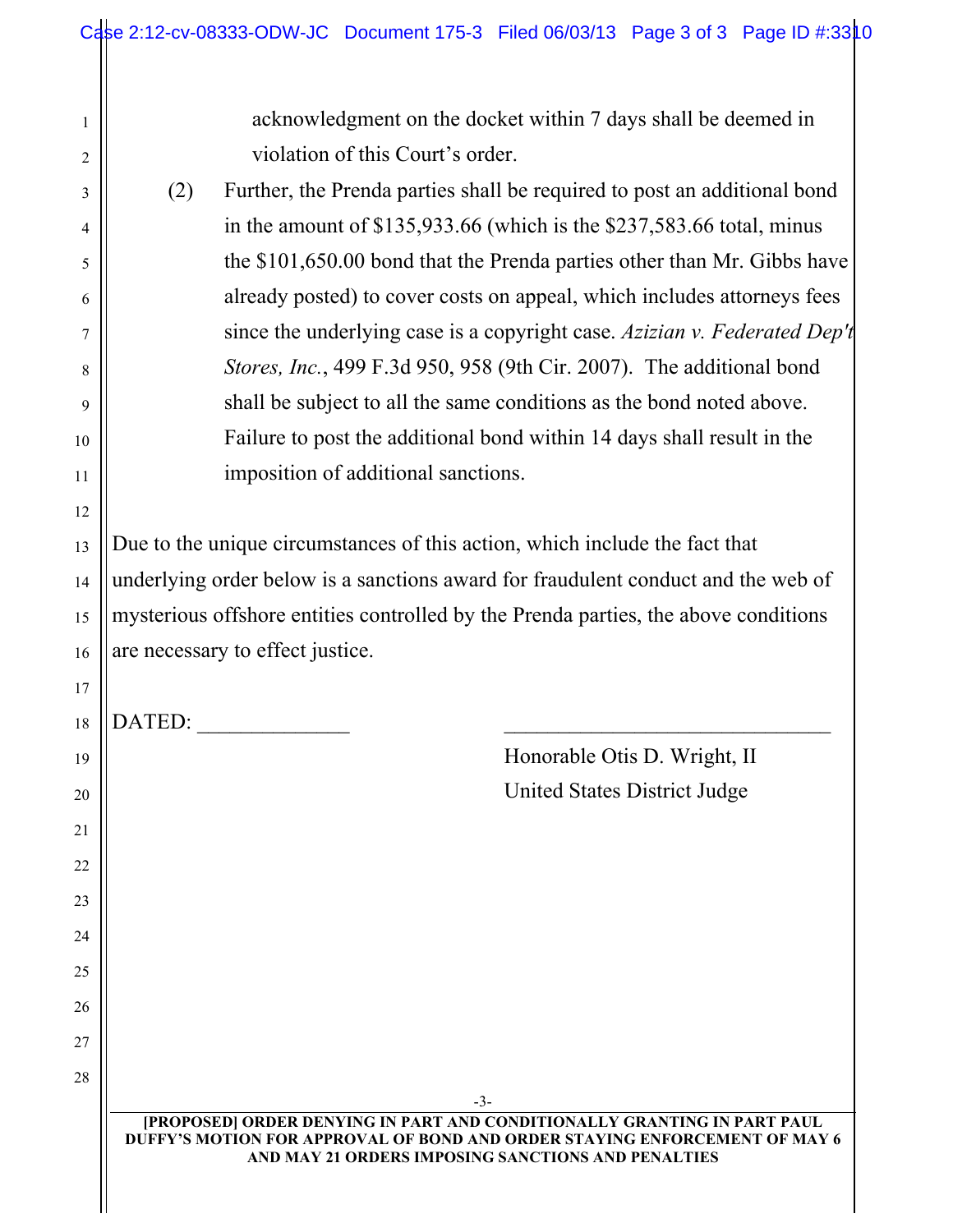acknowledgment on the docket within 7 days shall be deemed in violation of this Court's order.

(2) Further, the Prenda parties shall be required to post an additional bond in the amount of $135,933.66 (which is the $237,583.66 total, minus the $101,650.00 bond that the Prenda parties other than Mr. Gibbs have already posted) to cover costs on appeal, which includes attorneys fees since the underlying case is a copyright case. *Azizian v. Federated Dep't Stores, Inc.*, 499 F.3d 950, 958 (9th Cir. 2007). The additional bond shall be subject to all the same conditions as the bond noted above. Failure to post the additional bond within 14 days shall result in the imposition of additional sanctions.

Due to the unique circumstances of this action, which include the fact that underlying order below is a sanctions award for fraudulent conduct and the web of mysterious offshore entities controlled by the Prenda parties, the above conditions are necessary to effect justice.

DATED: ______________ ________________________________

Honorable Otis D. Wright, II
United States District Judge

**[PROPOSED] ORDER DENYING IN PART AND CONDITIONALLY GRANTING IN PART PAUL DUFFY'S MOTION FOR APPROVAL OF BOND AND ORDER STAYING ENFORCEMENT OF MAY 6 AND MAY 21 ORDERS IMPOSING SANCTIONS AND PENALTIES**